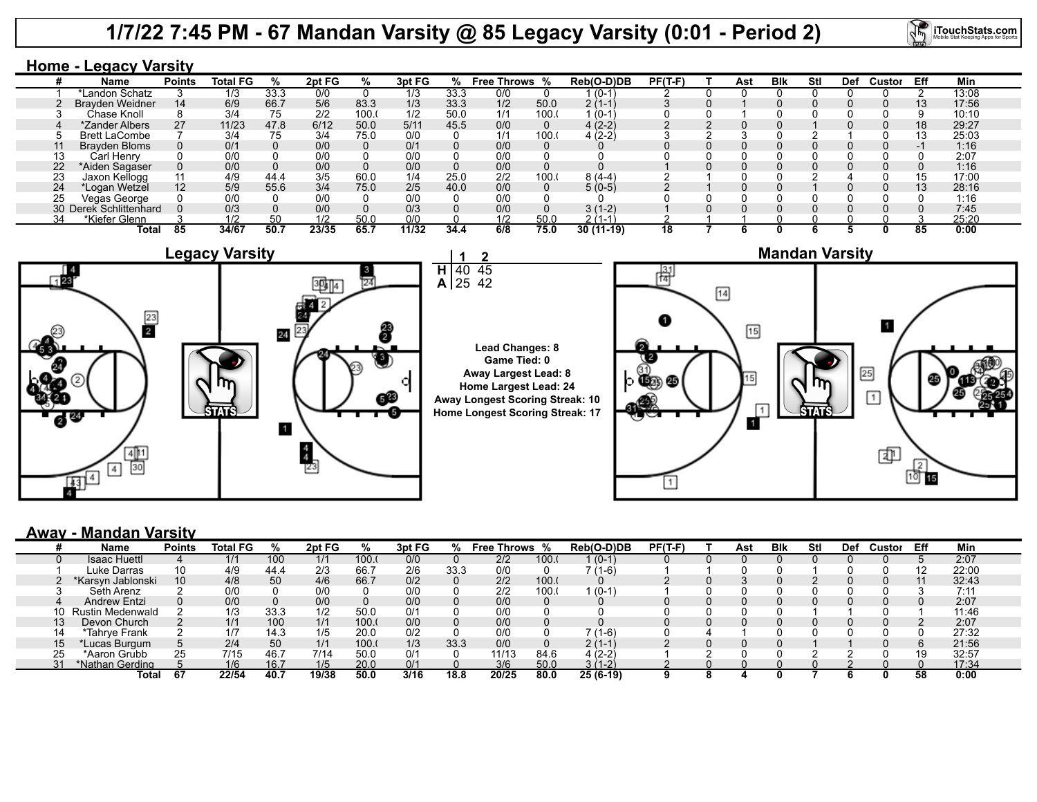# 1/7/22 7:45 PM - 67 Mandan Varsity @ 85 Legacy Varsity (0:01 - Period 2)

## Home - Legacy Varsity

| # | Name | Points | Total FG | % | 2pt FG | % | 3pt FG | % | Free Throws | % | Reb(O-D)DB | PF(T-F) | T | Ast | Blk | Stl | Def | Custor | Eff | Min |
|---|---|---|---|---|---|---|---|---|---|---|---|---|---|---|---|---|---|---|---|---|
| 1 | *Landon Schatz | 3 | 1/3 | 33.3 | 0/0 | 0 | 1/3 | 33.3 | 0/0 | 0 | 1 (0-1) | 2 | 0 | 0 | 0 | 0 | 0 | 0 | 2 | 13:08 |
| 2 | Brayden Weidner | 14 | 6/9 | 66.7 | 5/6 | 83.3 | 1/3 | 33.3 | 1/2 | 50.0 | 2 (1-1) | 3 | 0 | 1 | 0 | 0 | 0 | 0 | 13 | 17:56 |
| 3 | Chase Knoll | 8 | 3/4 | 75 | 2/2 | 100.( | 1/2 | 50.0 | 1/1 | 100.( | 1 (0-1) | 0 | 0 | 1 | 0 | 0 | 0 | 0 | 9 | 10:10 |
| 4 | *Zander Albers | 27 | 11/23 | 47.8 | 6/12 | 50.0 | 5/11 | 45.5 | 0/0 | 0 | 4 (2-2) | 2 | 2 | 0 | 0 | 1 | 0 | 0 | 18 | 29:27 |
| 5 | Brett LaCombe | 7 | 3/4 | 75 | 3/4 | 75.0 | 0/0 | 0 | 1/1 | 100.( | 4 (2-2) | 3 | 2 | 3 | 0 | 2 | 1 | 0 | 13 | 25:03 |
| 11 | Brayden Bloms | 0 | 0/1 | 0 | 0/0 | 0 | 0/1 | 0 | 0/0 | 0 | 0 | 0 | 0 | 0 | 0 | 0 | 0 | 0 | -1 | 1:16 |
| 13 | Carl Henry | 0 | 0/0 | 0 | 0/0 | 0 | 0/0 | 0 | 0/0 | 0 | 0 | 0 | 0 | 0 | 0 | 0 | 0 | 0 | 0 | 2:07 |
| 22 | *Aiden Sagaser | 0 | 0/0 | 0 | 0/0 | 0 | 0/0 | 0 | 0/0 | 0 | 0 | 1 | 0 | 0 | 0 | 0 | 0 | 0 | 0 | 1:16 |
| 23 | Jaxon Kellogg | 11 | 4/9 | 44.4 | 3/5 | 60.0 | 1/4 | 25.0 | 2/2 | 100.( | 8 (4-4) | 2 | 1 | 0 | 0 | 2 | 4 | 0 | 15 | 17:00 |
| 24 | *Logan Wetzel | 12 | 5/9 | 55.6 | 3/4 | 75.0 | 2/5 | 40.0 | 0/0 | 0 | 5 (0-5) | 2 | 1 | 0 | 0 | 1 | 0 | 0 | 13 | 28:16 |
| 25 | Vegas George | 0 | 0/0 | 0 | 0/0 | 0 | 0/0 | 0 | 0/0 | 0 | 0 | 0 | 0 | 0 | 0 | 0 | 0 | 0 | 0 | 1:16 |
| 30 | Derek Schlittenhard | 0 | 0/3 | 0 | 0/0 | 0 | 0/3 | 0 | 0/0 | 0 | 3 (1-2) | 1 | 0 | 0 | 0 | 0 | 0 | 0 | 0 | 7:45 |
| 34 | *Kiefer Glenn | 3 | 1/2 | 50 | 1/2 | 50.0 | 0/0 | 0 | 1/2 | 50.0 | 2 (1-1) | 2 | 1 | 1 | 0 | 0 | 0 | 0 | 3 | 25:20 |
| | Total | 85 | 34/67 | 50.7 | 23/35 | 65.7 | 11/32 | 34.4 | 6/8 | 75.0 | 30 (11-19) | 18 | 7 | 6 | 0 | 6 | 5 | 0 | 85 | 0:00 |

| | 1 | 2 |
|---|---|---|
| H | 40 | 45 |
| A | 25 | 42 |

Lead Changes: 8
Game Tied: 0
Away Largest Lead: 8
Home Largest Lead: 24
Away Longest Scoring Streak: 10
Home Longest Scoring Streak: 17

## Away - Mandan Varsity

| # | Name | Points | Total FG | % | 2pt FG | % | 3pt FG | % | Free Throws | % | Reb(O-D)DB | PF(T-F) | T | Ast | Blk | Stl | Def | Custor | Eff | Min |
|---|---|---|---|---|---|---|---|---|---|---|---|---|---|---|---|---|---|---|---|---|
| 0 | Isaac Huettl | 4 | 1/1 | 100 | 1/1 | 100.( | 0/0 | 0 | 2/2 | 100.( | 1 (0-1) | 0 | 0 | 0 | 0 | 0 | 0 | 0 | 5 | 2:07 |
| 1 | Luke Darras | 10 | 4/9 | 44.4 | 2/3 | 66.7 | 2/6 | 33.3 | 0/0 | 0 | 7 (1-6) | 1 | 1 | 0 | 0 | 1 | 0 | 0 | 12 | 22:00 |
| 2 | *Karsyn Jablonski | 10 | 4/8 | 50 | 4/6 | 66.7 | 0/2 | 0 | 2/2 | 100.( | 0 | 2 | 0 | 3 | 0 | 2 | 0 | 0 | 11 | 32:43 |
| 3 | Seth Arenz | 2 | 0/0 | 0 | 0/0 | 0 | 0/0 | 0 | 2/2 | 100.( | 1 (0-1) | 1 | 0 | 0 | 0 | 0 | 0 | 0 | 3 | 7:11 |
| 4 | Andrew Entzi | 0 | 0/0 | 0 | 0/0 | 0 | 0/0 | 0 | 0/0 | 0 | 0 | 0 | 0 | 0 | 0 | 0 | 0 | 0 | 0 | 2:07 |
| 10 | Rustin Medenwald | 2 | 1/3 | 33.3 | 1/2 | 50.0 | 0/1 | 0 | 0/0 | 0 | 0 | 0 | 0 | 0 | 0 | 1 | 1 | 0 | 1 | 11:46 |
| 13 | Devon Church | 2 | 1/1 | 100 | 1/1 | 100.( | 0/0 | 0 | 0/0 | 0 | 0 | 0 | 0 | 0 | 0 | 0 | 0 | 0 | 2 | 2:07 |
| 14 | *Tahrye Frank | 2 | 1/7 | 14.3 | 1/5 | 20.0 | 0/2 | 0 | 0/0 | 0 | 7 (1-6) | 0 | 4 | 1 | 0 | 0 | 0 | 0 | 0 | 27:32 |
| 15 | *Lucas Burgum | 5 | 2/4 | 50 | 1/1 | 100.( | 1/3 | 33.3 | 0/0 | 0 | 2 (1-1) | 2 | 0 | 0 | 0 | 1 | 1 | 0 | 6 | 21:56 |
| 25 | *Aaron Grubb | 25 | 7/15 | 46.7 | 7/14 | 50.0 | 0/1 | 0 | 11/13 | 84.6 | 4 (2-2) | 1 | 2 | 0 | 0 | 2 | 2 | 0 | 19 | 32:57 |
| 31 | *Nathan Gerding | 5 | 1/6 | 16.7 | 1/5 | 20.0 | 0/1 | 0 | 3/6 | 50.0 | 3 (1-2) | 2 | 0 | 0 | 0 | 0 | 2 | 0 | 0 | 17:34 |
| | Total | 67 | 22/54 | 40.7 | 19/38 | 50.0 | 3/16 | 18.8 | 20/25 | 80.0 | 25 (6-19) | 9 | 8 | 4 | 0 | 7 | 6 | 0 | 58 | 0:00 |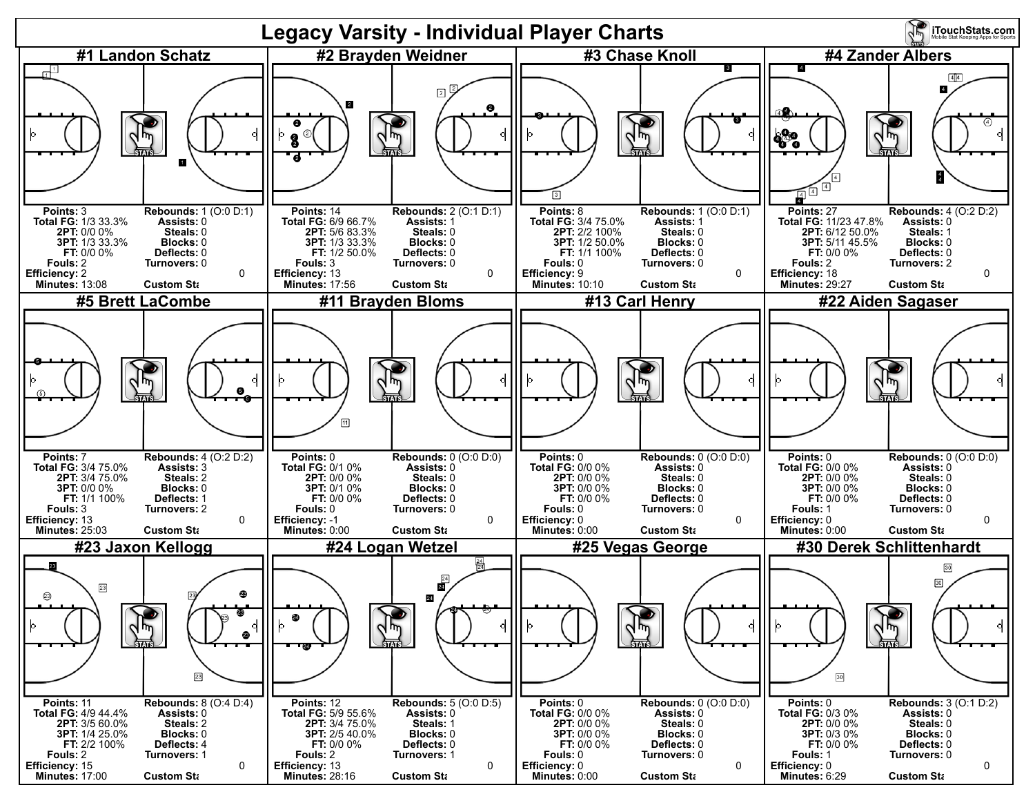# Legacy Varsity - Individual Player Charts

## #1 Landon Schatz

**Points:** 3
**Total FG:** 1/3 33.3%
**2PT:** 0/0 0%
**3PT:** 1/3 33.3%
**FT:** 0/0 0%
**Fouls:** 2
**Efficiency:** 2
**Minutes:** 13:08

**Rebounds:** 1 (O:0 D:1)
**Assists:** 0
**Steals:** 0
**Blocks:** 0
**Deflects:** 0
**Turnovers:** 0
**Custom Sta** 0

## #2 Brayden Weidner

**Points:** 14
**Total FG:** 6/9 66.7%
**2PT:** 5/6 83.3%
**3PT:** 1/3 33.3%
**FT:** 1/2 50.0%
**Fouls:** 3
**Efficiency:** 13
**Minutes:** 17:56

**Rebounds:** 2 (O:1 D:1)
**Assists:** 1
**Steals:** 0
**Blocks:** 0
**Deflects:** 0
**Turnovers:** 0
**Custom Sta** 0

## #3 Chase Knoll

**Points:** 8
**Total FG:** 3/4 75.0%
**2PT:** 2/2 100%
**3PT:** 1/2 50.0%
**FT:** 1/1 100%
**Fouls:** 0
**Efficiency:** 9
**Minutes:** 10:10

**Rebounds:** 1 (O:0 D:1)
**Assists:** 1
**Steals:** 0
**Blocks:** 0
**Deflects:** 0
**Turnovers:** 0
**Custom Sta** 0

## #4 Zander Albers

**Points:** 27
**Total FG:** 11/23 47.8%
**2PT:** 6/12 50.0%
**3PT:** 5/11 45.5%
**FT:** 0/0 0%
**Fouls:** 2
**Efficiency:** 18
**Minutes:** 29:27

**Rebounds:** 4 (O:2 D:2)
**Assists:** 0
**Steals:** 1
**Blocks:** 0
**Deflects:** 0
**Turnovers:** 2
**Custom Sta** 0

## #5 Brett LaCombe

**Points:** 7
**Total FG:** 3/4 75.0%
**2PT:** 3/4 75.0%
**3PT:** 0/0 0%
**FT:** 1/1 100%
**Fouls:** 3
**Efficiency:** 13
**Minutes:** 25:03

**Rebounds:** 4 (O:2 D:2)
**Assists:** 3
**Steals:** 2
**Blocks:** 0
**Deflects:** 1
**Turnovers:** 2
**Custom Sta** 0

## #11 Brayden Bloms

**Points:** 0
**Total FG:** 0/1 0%
**2PT:** 0/0 0%
**3PT:** 0/1 0%
**FT:** 0/0 0%
**Fouls:** 0
**Efficiency:** -1
**Minutes:** 0:00

**Rebounds:** 0 (O:0 D:0)
**Assists:** 0
**Steals:** 0
**Blocks:** 0
**Deflects:** 0
**Turnovers:** 0
**Custom Sta** 0

## #13 Carl Henry

**Points:** 0
**Total FG:** 0/0 0%
**2PT:** 0/0 0%
**3PT:** 0/0 0%
**FT:** 0/0 0%
**Fouls:** 0
**Efficiency:** 0
**Minutes:** 0:00

**Rebounds:** 0 (O:0 D:0)
**Assists:** 0
**Steals:** 0
**Blocks:** 0
**Deflects:** 0
**Turnovers:** 0
**Custom Sta** 0

## #22 Aiden Sagaser

**Points:** 0
**Total FG:** 0/0 0%
**2PT:** 0/0 0%
**3PT:** 0/0 0%
**FT:** 0/0 0%
**Fouls:** 1
**Efficiency:** 0
**Minutes:** 0:00

**Rebounds:** 0 (O:0 D:0)
**Assists:** 0
**Steals:** 0
**Blocks:** 0
**Deflects:** 0
**Turnovers:** 0
**Custom Sta** 0

## #23 Jaxon Kellogg

**Points:** 11
**Total FG:** 4/9 44.4%
**2PT:** 3/5 60.0%
**3PT:** 1/4 25.0%
**FT:** 2/2 100%
**Fouls:** 2
**Efficiency:** 15
**Minutes:** 17:00

**Rebounds:** 8 (O:4 D:4)
**Assists:** 0
**Steals:** 2
**Blocks:** 0
**Deflects:** 4
**Turnovers:** 1
**Custom Sta** 0

## #24 Logan Wetzel

**Points:** 12
**Total FG:** 5/9 55.6%
**2PT:** 3/4 75.0%
**3PT:** 2/5 40.0%
**FT:** 0/0 0%
**Fouls:** 2
**Efficiency:** 13
**Minutes:** 28:16

**Rebounds:** 5 (O:0 D:5)
**Assists:** 0
**Steals:** 1
**Blocks:** 0
**Deflects:** 0
**Turnovers:** 1
**Custom Sta** 0

## #25 Vegas George

**Points:** 0
**Total FG:** 0/0 0%
**2PT:** 0/0 0%
**3PT:** 0/0 0%
**FT:** 0/0 0%
**Fouls:** 0
**Efficiency:** 0
**Minutes:** 0:00

**Rebounds:** 0 (O:0 D:0)
**Assists:** 0
**Steals:** 0
**Blocks:** 0
**Deflects:** 0
**Turnovers:** 0
**Custom Sta** 0

## #30 Derek Schlittenhardt

**Points:** 0
**Total FG:** 0/3 0%
**2PT:** 0/0 0%
**3PT:** 0/3 0%
**FT:** 0/0 0%
**Fouls:** 1
**Efficiency:** 0
**Minutes:** 6:29

**Rebounds:** 3 (O:1 D:2)
**Assists:** 0
**Steals:** 0
**Blocks:** 0
**Deflects:** 0
**Turnovers:** 0
**Custom Sta** 0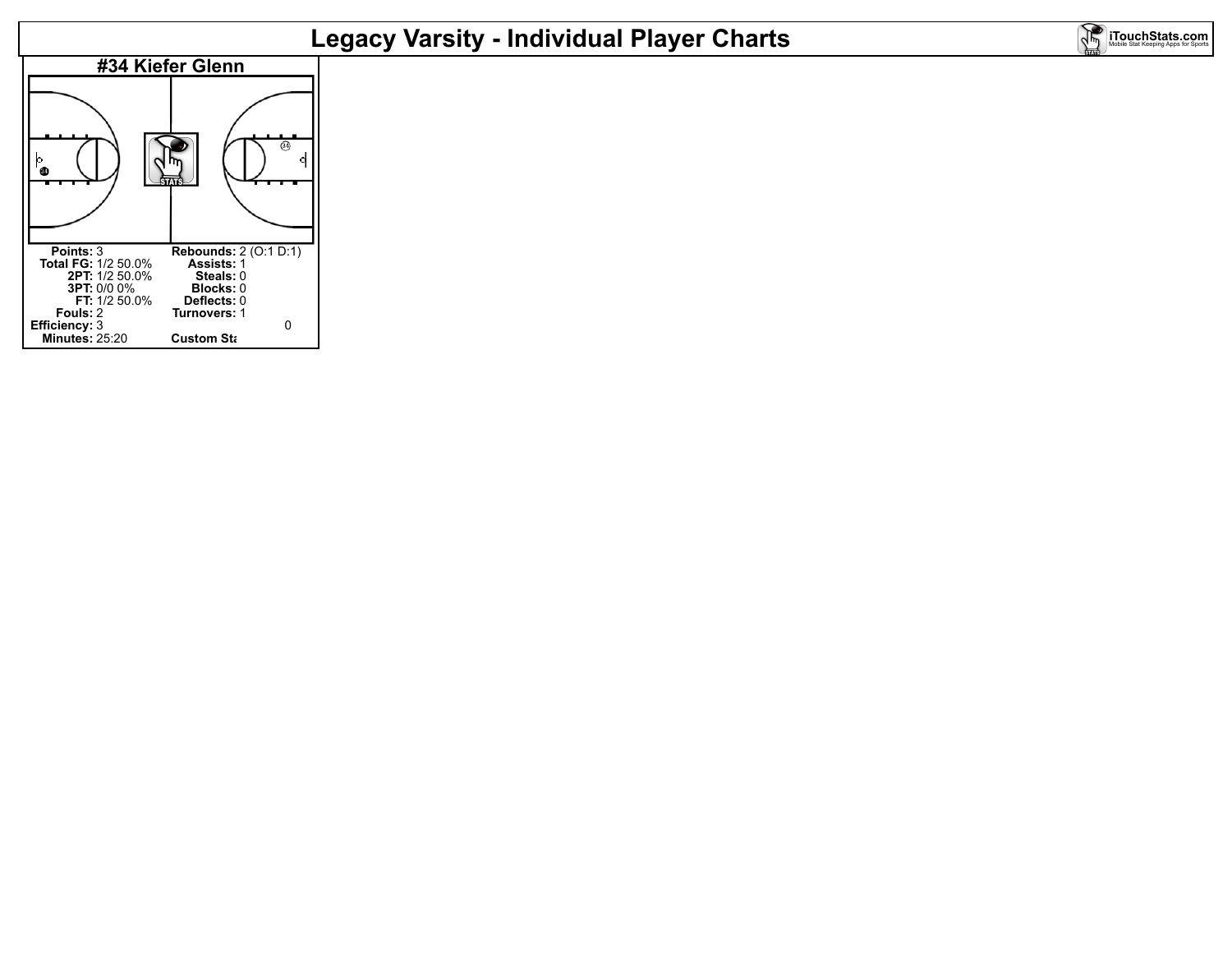# Legacy Varsity - Individual Player Charts

## #34 Kiefer Glenn

| | | | |
|---|---|---|---|
| **Points:** | 3 | **Rebounds:** | 2 (O:1 D:1) |
| **Total FG:** | 1/2 50.0% | **Assists:** | 1 |
| **2PT:** | 1/2 50.0% | **Steals:** | 0 |
| **3PT:** | 0/0 0% | **Blocks:** | 0 |
| **FT:** | 1/2 50.0% | **Deflects:** | 0 |
| **Fouls:** | 2 | **Turnovers:** | 1 |
| **Efficiency:** | 3 | | 0 |
| **Minutes:** | 25:20 | **Custom Sta** | |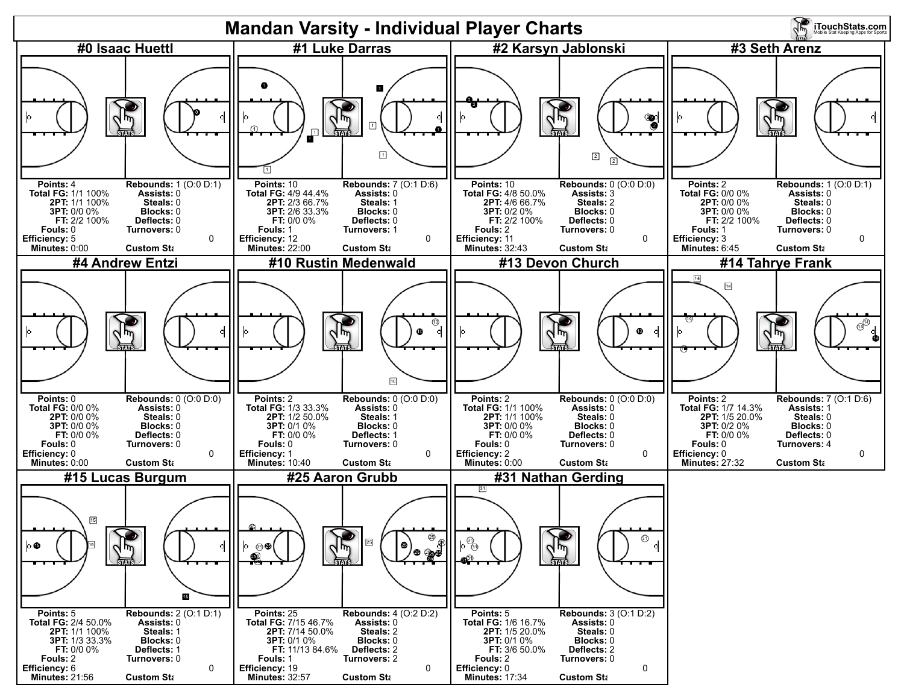# Mandan Varsity - Individual Player Charts

iTouchStats.com
Mobile Stat Keeping Apps for Sports

## #0 Isaac Huettl

| | | | |
|---|---|---|---|
| **Points:** | 4 | **Rebounds:** | 1 (O:0 D:1) |
| **Total FG:** | 1/1 100% | **Assists:** | 0 |
| **2PT:** | 1/1 100% | **Steals:** | 0 |
| **3PT:** | 0/0 0% | **Blocks:** | 0 |
| **FT:** | 2/2 100% | **Deflects:** | 0 |
| **Fouls:** | 0 | **Turnovers:** | 0 |
| **Efficiency:** | 5 | | 0 |
| **Minutes:** | 0:00 | **Custom Sta** | |

## #1 Luke Darras

| | | | |
|---|---|---|---|
| **Points:** | 10 | **Rebounds:** | 7 (O:1 D:6) |
| **Total FG:** | 4/9 44.4% | **Assists:** | 0 |
| **2PT:** | 2/3 66.7% | **Steals:** | 1 |
| **3PT:** | 2/6 33.3% | **Blocks:** | 0 |
| **FT:** | 0/0 0% | **Deflects:** | 0 |
| **Fouls:** | 1 | **Turnovers:** | 1 |
| **Efficiency:** | 12 | | 0 |
| **Minutes:** | 22:00 | **Custom Sta** | |

## #2 Karsyn Jablonski

| | | | |
|---|---|---|---|
| **Points:** | 10 | **Rebounds:** | 0 (O:0 D:0) |
| **Total FG:** | 4/8 50.0% | **Assists:** | 3 |
| **2PT:** | 4/6 66.7% | **Steals:** | 2 |
| **3PT:** | 0/2 0% | **Blocks:** | 0 |
| **FT:** | 2/2 100% | **Deflects:** | 0 |
| **Fouls:** | 2 | **Turnovers:** | 0 |
| **Efficiency:** | 11 | | 0 |
| **Minutes:** | 32:43 | **Custom Sta** | |

## #3 Seth Arenz

| | | | |
|---|---|---|---|
| **Points:** | 2 | **Rebounds:** | 1 (O:0 D:1) |
| **Total FG:** | 0/0 0% | **Assists:** | 0 |
| **2PT:** | 0/0 0% | **Steals:** | 0 |
| **3PT:** | 0/0 0% | **Blocks:** | 0 |
| **FT:** | 2/2 100% | **Deflects:** | 0 |
| **Fouls:** | 1 | **Turnovers:** | 0 |
| **Efficiency:** | 3 | | 0 |
| **Minutes:** | 6:45 | **Custom Sta** | |

## #4 Andrew Entzi

| | | | |
|---|---|---|---|
| **Points:** | 0 | **Rebounds:** | 0 (O:0 D:0) |
| **Total FG:** | 0/0 0% | **Assists:** | 0 |
| **2PT:** | 0/0 0% | **Steals:** | 0 |
| **3PT:** | 0/0 0% | **Blocks:** | 0 |
| **FT:** | 0/0 0% | **Deflects:** | 0 |
| **Fouls:** | 0 | **Turnovers:** | 0 |
| **Efficiency:** | 0 | | 0 |
| **Minutes:** | 0:00 | **Custom Sta** | |

## #10 Rustin Medenwald

| | | | |
|---|---|---|---|
| **Points:** | 2 | **Rebounds:** | 0 (O:0 D:0) |
| **Total FG:** | 1/3 33.3% | **Assists:** | 0 |
| **2PT:** | 1/2 50.0% | **Steals:** | 1 |
| **3PT:** | 0/1 0% | **Blocks:** | 0 |
| **FT:** | 0/0 0% | **Deflects:** | 1 |
| **Fouls:** | 0 | **Turnovers:** | 0 |
| **Efficiency:** | 1 | | 0 |
| **Minutes:** | 10:40 | **Custom Sta** | |

## #13 Devon Church

| | | | |
|---|---|---|---|
| **Points:** | 2 | **Rebounds:** | 0 (O:0 D:0) |
| **Total FG:** | 1/1 100% | **Assists:** | 0 |
| **2PT:** | 1/1 100% | **Steals:** | 0 |
| **3PT:** | 0/0 0% | **Blocks:** | 0 |
| **FT:** | 0/0 0% | **Deflects:** | 0 |
| **Fouls:** | 0 | **Turnovers:** | 0 |
| **Efficiency:** | 2 | | 0 |
| **Minutes:** | 0:00 | **Custom Sta** | |

## #14 Tahrye Frank

| | | | |
|---|---|---|---|
| **Points:** | 2 | **Rebounds:** | 7 (O:1 D:6) |
| **Total FG:** | 1/7 14.3% | **Assists:** | 1 |
| **2PT:** | 1/5 20.0% | **Steals:** | 0 |
| **3PT:** | 0/2 0% | **Blocks:** | 0 |
| **FT:** | 0/0 0% | **Deflects:** | 0 |
| **Fouls:** | 0 | **Turnovers:** | 4 |
| **Efficiency:** | 0 | | 0 |
| **Minutes:** | 27:32 | **Custom Sta** | |

## #15 Lucas Burgum

| | | | |
|---|---|---|---|
| **Points:** | 5 | **Rebounds:** | 2 (O:1 D:1) |
| **Total FG:** | 2/4 50.0% | **Assists:** | 0 |
| **2PT:** | 1/1 100% | **Steals:** | 1 |
| **3PT:** | 1/3 33.3% | **Blocks:** | 0 |
| **FT:** | 0/0 0% | **Deflects:** | 1 |
| **Fouls:** | 2 | **Turnovers:** | 0 |
| **Efficiency:** | 6 | | 0 |
| **Minutes:** | 21:56 | **Custom Sta** | |

## #25 Aaron Grubb

| | | | |
|---|---|---|---|
| **Points:** | 25 | **Rebounds:** | 4 (O:2 D:2) |
| **Total FG:** | 7/15 46.7% | **Assists:** | 0 |
| **2PT:** | 7/14 50.0% | **Steals:** | 2 |
| **3PT:** | 0/1 0% | **Blocks:** | 0 |
| **FT:** | 11/13 84.6% | **Deflects:** | 2 |
| **Fouls:** | 1 | **Turnovers:** | 2 |
| **Efficiency:** | 19 | | 0 |
| **Minutes:** | 32:57 | **Custom Sta** | |

## #31 Nathan Gerding

| | | | |
|---|---|---|---|
| **Points:** | 5 | **Rebounds:** | 3 (O:1 D:2) |
| **Total FG:** | 1/6 16.7% | **Assists:** | 0 |
| **2PT:** | 1/5 20.0% | **Steals:** | 0 |
| **3PT:** | 0/1 0% | **Blocks:** | 0 |
| **FT:** | 3/6 50.0% | **Deflects:** | 2 |
| **Fouls:** | 2 | **Turnovers:** | 0 |
| **Efficiency:** | 0 | | 0 |
| **Minutes:** | 17:34 | **Custom Sta** | |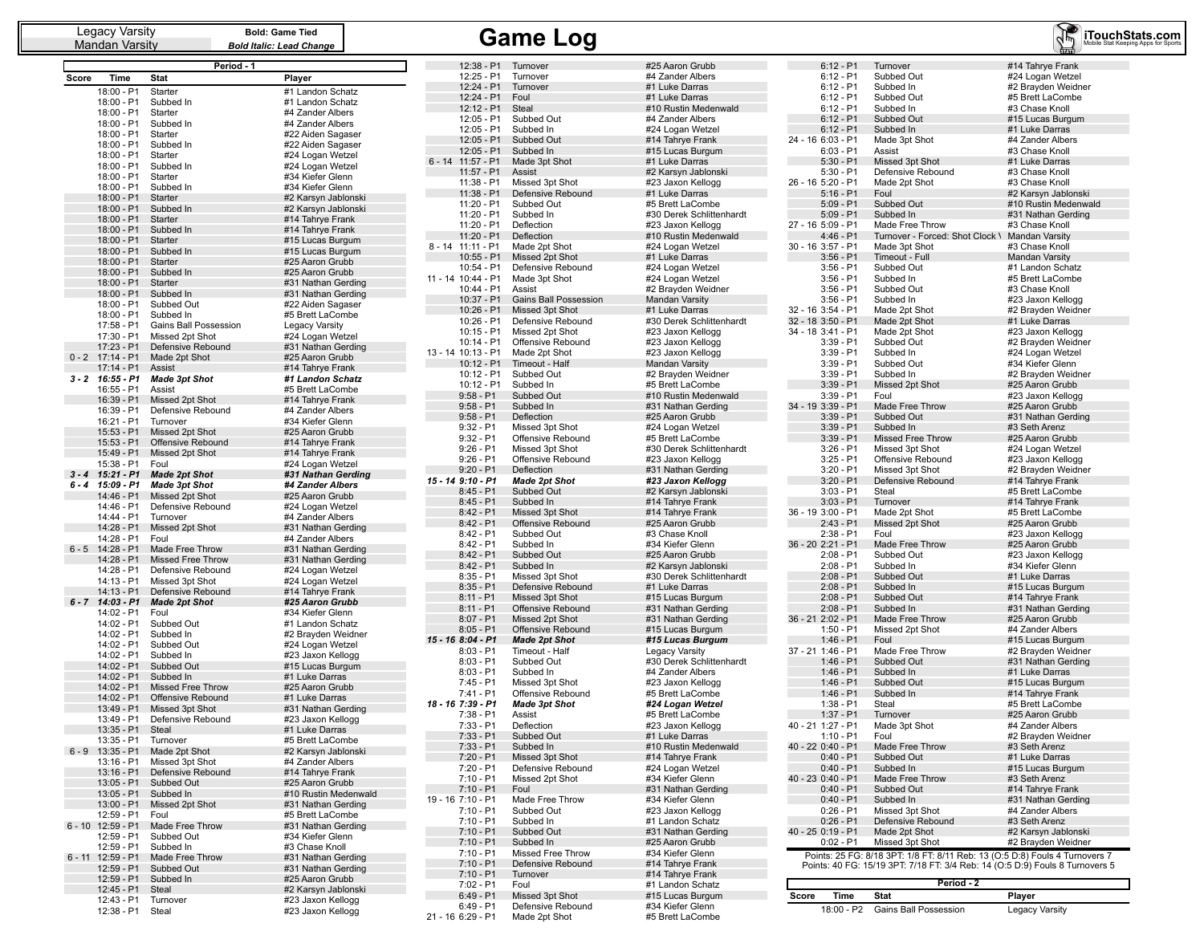| Legacy Varsity | Bold: Game Tied |
|---|---|
| Mandan Varsity | ***Bold Italic: Lead Change*** |

# Game Log

iTouchStats.com
Mobile Stat Keeping Apps for Sports

| Score | Time | Stat | Player |
|---|---|---|---|
| | | **Period - 1** | |
| | 18:00 - P1 | Starter | #1 Landon Schatz |
| | 18:00 - P1 | Subbed In | #1 Landon Schatz |
| | 18:00 - P1 | Starter | #4 Zander Albers |
| | 18:00 - P1 | Subbed In | #4 Zander Albers |
| | 18:00 - P1 | Starter | #22 Aiden Sagaser |
| | 18:00 - P1 | Subbed In | #22 Aiden Sagaser |
| | 18:00 - P1 | Starter | #24 Logan Wetzel |
| | 18:00 - P1 | Subbed In | #24 Logan Wetzel |
| | 18:00 - P1 | Starter | #34 Kiefer Glenn |
| | 18:00 - P1 | Subbed In | #34 Kiefer Glenn |
| | 18:00 - P1 | Starter | #2 Karsyn Jablonski |
| | 18:00 - P1 | Subbed In | #2 Karsyn Jablonski |
| | 18:00 - P1 | Starter | #14 Tahrye Frank |
| | 18:00 - P1 | Subbed In | #14 Tahrye Frank |
| | 18:00 - P1 | Starter | #15 Lucas Burgum |
| | 18:00 - P1 | Subbed In | #15 Lucas Burgum |
| | 18:00 - P1 | Starter | #25 Aaron Grubb |
| | 18:00 - P1 | Subbed In | #25 Aaron Grubb |
| | 18:00 - P1 | Starter | #31 Nathan Gerding |
| | 18:00 - P1 | Subbed In | #31 Nathan Gerding |
| | 18:00 - P1 | Subbed Out | #22 Aiden Sagaser |
| | 18:00 - P1 | Subbed In | #5 Brett LaCombe |
| | 17:58 - P1 | Gains Ball Possession | Legacy Varsity |
| | 17:30 - P1 | Missed 2pt Shot | #24 Logan Wetzel |
| | 17:23 - P1 | Defensive Rebound | #31 Nathan Gerding |
| 0 - 2 | 17:14 - P1 | Made 2pt Shot | #25 Aaron Grubb |
| | 17:14 - P1 | Assist | #14 Tahrye Frank |
| ***3 - 2*** | ***16:55 - P1*** | ***Made 3pt Shot*** | ***#1 Landon Schatz*** |
| | 16:55 - P1 | Assist | #5 Brett LaCombe |
| | 16:39 - P1 | Missed 2pt Shot | #14 Tahrye Frank |
| | 16:39 - P1 | Defensive Rebound | #4 Zander Albers |
| | 16:21 - P1 | Turnover | #34 Kiefer Glenn |
| | 15:53 - P1 | Missed 2pt Shot | #25 Aaron Grubb |
| | 15:53 - P1 | Offensive Rebound | #14 Tahrye Frank |
| | 15:49 - P1 | Missed 2pt Shot | #14 Tahrye Frank |
| | 15:38 - P1 | Foul | #24 Logan Wetzel |
| ***3 - 4*** | ***15:21 - P1*** | ***Made 2pt Shot*** | ***#31 Nathan Gerding*** |
| ***6 - 4*** | ***15:09 - P1*** | ***Made 3pt Shot*** | ***#4 Zander Albers*** |
| | 14:46 - P1 | Missed 2pt Shot | #25 Aaron Grubb |
| | 14:46 - P1 | Defensive Rebound | #24 Logan Wetzel |
| | 14:44 - P1 | Turnover | #4 Zander Albers |
| | 14:28 - P1 | Missed 2pt Shot | #31 Nathan Gerding |
| | 14:28 - P1 | Foul | #4 Zander Albers |
| 6 - 5 | 14:28 - P1 | Made Free Throw | #31 Nathan Gerding |
| | 14:28 - P1 | Missed Free Throw | #31 Nathan Gerding |
| | 14:28 - P1 | Defensive Rebound | #24 Logan Wetzel |
| | 14:13 - P1 | Missed 3pt Shot | #24 Logan Wetzel |
| | 14:13 - P1 | Defensive Rebound | #14 Tahrye Frank |
| ***6 - 7*** | ***14:03 - P1*** | ***Made 2pt Shot*** | ***#25 Aaron Grubb*** |
| | 14:02 - P1 | Foul | #34 Kiefer Glenn |
| | 14:02 - P1 | Subbed Out | #1 Landon Schatz |
| | 14:02 - P1 | Subbed In | #2 Brayden Weidner |
| | 14:02 - P1 | Subbed Out | #24 Logan Wetzel |
| | 14:02 - P1 | Subbed In | #23 Jaxon Kellogg |
| | 14:02 - P1 | Subbed Out | #15 Lucas Burgum |
| | 14:02 - P1 | Subbed In | #1 Luke Darras |
| | 14:02 - P1 | Missed Free Throw | #25 Aaron Grubb |
| | 14:02 - P1 | Offensive Rebound | #1 Luke Darras |
| | 13:49 - P1 | Missed 3pt Shot | #31 Nathan Gerding |
| | 13:49 - P1 | Defensive Rebound | #23 Jaxon Kellogg |
| | 13:35 - P1 | Steal | #1 Luke Darras |
| | 13:35 - P1 | Turnover | #5 Brett LaCombe |
| 6 - 9 | 13:35 - P1 | Made 2pt Shot | #2 Karsyn Jablonski |
| | 13:16 - P1 | Missed 3pt Shot | #4 Zander Albers |
| | 13:16 - P1 | Defensive Rebound | #14 Tahrye Frank |
| | 13:05 - P1 | Subbed Out | #25 Aaron Grubb |
| | 13:05 - P1 | Subbed In | #10 Rustin Medenwald |
| | 13:00 - P1 | Missed 2pt Shot | #31 Nathan Gerding |
| | 12:59 - P1 | Foul | #5 Brett LaCombe |
| 6 - 10 | 12:59 - P1 | Made Free Throw | #31 Nathan Gerding |
| | 12:59 - P1 | Subbed Out | #34 Kiefer Glenn |
| | 12:59 - P1 | Subbed In | #3 Chase Knoll |
| 6 - 11 | 12:59 - P1 | Made Free Throw | #31 Nathan Gerding |
| | 12:59 - P1 | Subbed Out | #31 Nathan Gerding |
| | 12:59 - P1 | Subbed In | #25 Aaron Grubb |
| | 12:45 - P1 | Steal | #2 Karsyn Jablonski |
| | 12:43 - P1 | Turnover | #23 Jaxon Kellogg |
| | 12:38 - P1 | Steal | #23 Jaxon Kellogg |
| | 12:38 - P1 | Turnover | #25 Aaron Grubb |
| | 12:25 - P1 | Turnover | #4 Zander Albers |
| | 12:24 - P1 | Turnover | #1 Luke Darras |
| | 12:24 - P1 | Foul | #1 Luke Darras |
| | 12:12 - P1 | Steal | #10 Rustin Medenwald |
| | 12:05 - P1 | Subbed Out | #4 Zander Albers |
| | 12:05 - P1 | Subbed In | #24 Logan Wetzel |
| | 12:05 - P1 | Subbed Out | #14 Tahrye Frank |
| | 12:05 - P1 | Subbed In | #15 Lucas Burgum |
| 6 - 14 | 11:57 - P1 | Made 3pt Shot | #1 Luke Darras |
| | 11:57 - P1 | Assist | #2 Karsyn Jablonski |
| | 11:38 - P1 | Missed 3pt Shot | #23 Jaxon Kellogg |
| | 11:38 - P1 | Defensive Rebound | #1 Luke Darras |
| | 11:20 - P1 | Subbed Out | #5 Brett LaCombe |
| | 11:20 - P1 | Subbed In | #30 Derek Schlittenhardt |
| | 11:20 - P1 | Deflection | #23 Jaxon Kellogg |
| | 11:20 - P1 | Deflection | #10 Rustin Medenwald |
| 8 - 14 | 11:11 - P1 | Made 2pt Shot | #24 Logan Wetzel |
| | 10:55 - P1 | Missed 2pt Shot | #1 Luke Darras |
| | 10:54 - P1 | Defensive Rebound | #24 Logan Wetzel |
| 11 - 14 | 10:44 - P1 | Made 3pt Shot | #24 Logan Wetzel |
| | 10:44 - P1 | Assist | #2 Brayden Weidner |
| | 10:37 - P1 | Gains Ball Possession | Mandan Varsity |
| | 10:26 - P1 | Missed 3pt Shot | #1 Luke Darras |
| | 10:26 - P1 | Defensive Rebound | #30 Derek Schlittenhardt |
| | 10:15 - P1 | Missed 2pt Shot | #23 Jaxon Kellogg |
| | 10:14 - P1 | Offensive Rebound | #23 Jaxon Kellogg |
| 13 - 14 | 10:13 - P1 | Made 2pt Shot | #23 Jaxon Kellogg |
| | 10:12 - P1 | Timeout - Half | Mandan Varsity |
| | 10:12 - P1 | Subbed Out | #2 Brayden Weidner |
| | 10:12 - P1 | Subbed In | #5 Brett LaCombe |
| | 9:58 - P1 | Subbed Out | #10 Rustin Medenwald |
| | 9:58 - P1 | Subbed In | #31 Nathan Gerding |
| | 9:58 - P1 | Deflection | #25 Aaron Grubb |
| | 9:32 - P1 | Missed 3pt Shot | #24 Logan Wetzel |
| | 9:32 - P1 | Offensive Rebound | #5 Brett LaCombe |
| | 9:26 - P1 | Missed 3pt Shot | #30 Derek Schlittenhardt |
| | 9:26 - P1 | Offensive Rebound | #23 Jaxon Kellogg |
| | 9:20 - P1 | Deflection | #31 Nathan Gerding |
| ***15 - 14*** | ***9:10 - P1*** | ***Made 2pt Shot*** | ***#23 Jaxon Kellogg*** |
| | 8:45 - P1 | Subbed Out | #2 Karsyn Jablonski |
| | 8:45 - P1 | Subbed In | #14 Tahrye Frank |
| | 8:42 - P1 | Missed 3pt Shot | #14 Tahrye Frank |
| | 8:42 - P1 | Offensive Rebound | #25 Aaron Grubb |
| | 8:42 - P1 | Subbed Out | #3 Chase Knoll |
| | 8:42 - P1 | Subbed In | #34 Kiefer Glenn |
| | 8:42 - P1 | Subbed Out | #25 Aaron Grubb |
| | 8:42 - P1 | Subbed In | #2 Karsyn Jablonski |
| | 8:35 - P1 | Missed 3pt Shot | #30 Derek Schlittenhardt |
| | 8:35 - P1 | Defensive Rebound | #1 Luke Darras |
| | 8:11 - P1 | Missed 3pt Shot | #15 Lucas Burgum |
| | 8:11 - P1 | Offensive Rebound | #31 Nathan Gerding |
| | 8:07 - P1 | Missed 2pt Shot | #31 Nathan Gerding |
| | 8:05 - P1 | Offensive Rebound | #15 Lucas Burgum |
| ***15 - 16*** | ***8:04 - P1*** | ***Made 2pt Shot*** | ***#15 Lucas Burgum*** |
| | 8:03 - P1 | Timeout - Half | Legacy Varsity |
| | 8:03 - P1 | Subbed Out | #30 Derek Schlittenhardt |
| | 8:03 - P1 | Subbed In | #4 Zander Albers |
| | 7:45 - P1 | Missed 3pt Shot | #23 Jaxon Kellogg |
| | 7:41 - P1 | Offensive Rebound | #5 Brett LaCombe |
| ***18 - 16*** | ***7:39 - P1*** | ***Made 3pt Shot*** | ***#24 Logan Wetzel*** |
| | 7:38 - P1 | Assist | #5 Brett LaCombe |
| | 7:33 - P1 | Deflection | #23 Jaxon Kellogg |
| | 7:33 - P1 | Subbed Out | #1 Luke Darras |
| | 7:33 - P1 | Subbed In | #10 Rustin Medenwald |
| | 7:20 - P1 | Missed 3pt Shot | #14 Tahrye Frank |
| | 7:20 - P1 | Defensive Rebound | #24 Logan Wetzel |
| | 7:10 - P1 | Missed 2pt Shot | #34 Kiefer Glenn |
| | 7:10 - P1 | Foul | #31 Nathan Gerding |
| 19 - 16 | 7:10 - P1 | Made Free Throw | #34 Kiefer Glenn |
| | 7:10 - P1 | Subbed Out | #23 Jaxon Kellogg |
| | 7:10 - P1 | Subbed In | #1 Landon Schatz |
| | 7:10 - P1 | Subbed Out | #31 Nathan Gerding |
| | 7:10 - P1 | Subbed In | #25 Aaron Grubb |
| | 7:10 - P1 | Missed Free Throw | #34 Kiefer Glenn |
| | 7:10 - P1 | Defensive Rebound | #14 Tahrye Frank |
| | 7:10 - P1 | Turnover | #14 Tahrye Frank |
| | 7:02 - P1 | Foul | #1 Landon Schatz |
| | 6:49 - P1 | Missed 3pt Shot | #15 Lucas Burgum |
| | 6:49 - P1 | Defensive Rebound | #34 Kiefer Glenn |
| 21 - 16 | 6:29 - P1 | Made 2pt Shot | #5 Brett LaCombe |
| | 6:12 - P1 | Turnover | #14 Tahrye Frank |
| | 6:12 - P1 | Subbed Out | #24 Logan Wetzel |
| | 6:12 - P1 | Subbed In | #2 Brayden Weidner |
| | 6:12 - P1 | Subbed Out | #5 Brett LaCombe |
| | 6:12 - P1 | Subbed In | #3 Chase Knoll |
| | 6:12 - P1 | Subbed Out | #15 Lucas Burgum |
| | 6:12 - P1 | Subbed In | #1 Luke Darras |
| 24 - 16 | 6:03 - P1 | Made 3pt Shot | #4 Zander Albers |
| | 6:03 - P1 | Assist | #3 Chase Knoll |
| | 5:30 - P1 | Missed 3pt Shot | #1 Luke Darras |
| | 5:30 - P1 | Defensive Rebound | #3 Chase Knoll |
| 26 - 16 | 5:20 - P1 | Made 2pt Shot | #3 Chase Knoll |
| | 5:16 - P1 | Foul | #2 Karsyn Jablonski |
| | 5:09 - P1 | Subbed Out | #10 Rustin Medenwald |
| | 5:09 - P1 | Subbed In | #31 Nathan Gerding |
| 27 - 16 | 5:09 - P1 | Made Free Throw | #3 Chase Knoll |
| | 4:46 - P1 | Turnover - Forced: Shot Clock \ | Mandan Varsity |
| 30 - 16 | 3:57 - P1 | Made 3pt Shot | #3 Chase Knoll |
| | 3:56 - P1 | Timeout - Full | Mandan Varsity |
| | 3:56 - P1 | Subbed Out | #1 Landon Schatz |
| | 3:56 - P1 | Subbed In | #5 Brett LaCombe |
| | 3:56 - P1 | Subbed Out | #3 Chase Knoll |
| | 3:56 - P1 | Subbed In | #23 Jaxon Kellogg |
| 32 - 16 | 3:54 - P1 | Made 2pt Shot | #2 Brayden Weidner |
| 32 - 18 | 3:50 - P1 | Made 2pt Shot | #1 Luke Darras |
| 34 - 18 | 3:41 - P1 | Made 2pt Shot | #23 Jaxon Kellogg |
| | 3:39 - P1 | Subbed Out | #2 Brayden Weidner |
| | 3:39 - P1 | Subbed In | #24 Logan Wetzel |
| | 3:39 - P1 | Subbed Out | #34 Kiefer Glenn |
| | 3:39 - P1 | Subbed In | #2 Brayden Weidner |
| | 3:39 - P1 | Missed 2pt Shot | #25 Aaron Grubb |
| | 3:39 - P1 | Foul | #23 Jaxon Kellogg |
| 34 - 19 | 3:39 - P1 | Made Free Throw | #25 Aaron Grubb |
| | 3:39 - P1 | Subbed Out | #31 Nathan Gerding |
| | 3:39 - P1 | Subbed In | #3 Seth Arenz |
| | 3:39 - P1 | Missed Free Throw | #25 Aaron Grubb |
| | 3:26 - P1 | Missed 3pt Shot | #24 Logan Wetzel |
| | 3:25 - P1 | Offensive Rebound | #23 Jaxon Kellogg |
| | 3:20 - P1 | Missed 3pt Shot | #2 Brayden Weidner |
| | 3:20 - P1 | Defensive Rebound | #14 Tahrye Frank |
| | 3:03 - P1 | Steal | #5 Brett LaCombe |
| | 3:03 - P1 | Turnover | #14 Tahrye Frank |
| 36 - 19 | 3:00 - P1 | Made 2pt Shot | #5 Brett LaCombe |
| | 2:43 - P1 | Missed 2pt Shot | #25 Aaron Grubb |
| | 2:38 - P1 | Foul | #23 Jaxon Kellogg |
| 36 - 20 | 2:21 - P1 | Made Free Throw | #25 Aaron Grubb |
| | 2:08 - P1 | Subbed Out | #23 Jaxon Kellogg |
| | 2:08 - P1 | Subbed In | #34 Kiefer Glenn |
| | 2:08 - P1 | Subbed Out | #1 Luke Darras |
| | 2:08 - P1 | Subbed In | #15 Lucas Burgum |
| | 2:08 - P1 | Subbed Out | #14 Tahrye Frank |
| | 2:08 - P1 | Subbed In | #31 Nathan Gerding |
| 36 - 21 | 2:02 - P1 | Made Free Throw | #25 Aaron Grubb |
| | 1:50 - P1 | Missed 2pt Shot | #4 Zander Albers |
| | 1:46 - P1 | Foul | #15 Lucas Burgum |
| 37 - 21 | 1:46 - P1 | Made Free Throw | #2 Brayden Weidner |
| | 1:46 - P1 | Subbed Out | #31 Nathan Gerding |
| | 1:46 - P1 | Subbed In | #1 Luke Darras |
| | 1:46 - P1 | Subbed Out | #15 Lucas Burgum |
| | 1:46 - P1 | Subbed In | #14 Tahrye Frank |
| | 1:38 - P1 | Steal | #5 Brett LaCombe |
| | 1:37 - P1 | Turnover | #25 Aaron Grubb |
| 40 - 21 | 1:27 - P1 | Made 3pt Shot | #4 Zander Albers |
| | 1:10 - P1 | Foul | #2 Brayden Weidner |
| 40 - 22 | 0:40 - P1 | Made Free Throw | #3 Seth Arenz |
| | 0:40 - P1 | Subbed Out | #1 Luke Darras |
| | 0:40 - P1 | Subbed In | #15 Lucas Burgum |
| 40 - 23 | 0:40 - P1 | Made Free Throw | #3 Seth Arenz |
| | 0:40 - P1 | Subbed Out | #14 Tahrye Frank |
| | 0:40 - P1 | Subbed In | #31 Nathan Gerding |
| | 0:26 - P1 | Missed 3pt Shot | #4 Zander Albers |
| | 0:26 - P1 | Defensive Rebound | #3 Seth Arenz |
| 40 - 25 | 0:19 - P1 | Made 2pt Shot | #2 Karsyn Jablonski |
| | 0:02 - P1 | Missed 3pt Shot | #2 Brayden Weidner |

Points: 25 FG: 8/18 3PT: 1/8 FT: 8/11 Reb: 13 (O:5 D:8) Fouls 4 Turnovers 7
Points: 40 FG: 15/19 3PT: 7/18 FT: 3/4 Reb: 14 (O:5 D:9) Fouls 8 Turnovers 5

| Score | Time | Stat | Player |
|---|---|---|---|
| | | **Period - 2** | |
| | 18:00 - P2 | Gains Ball Possession | Legacy Varsity |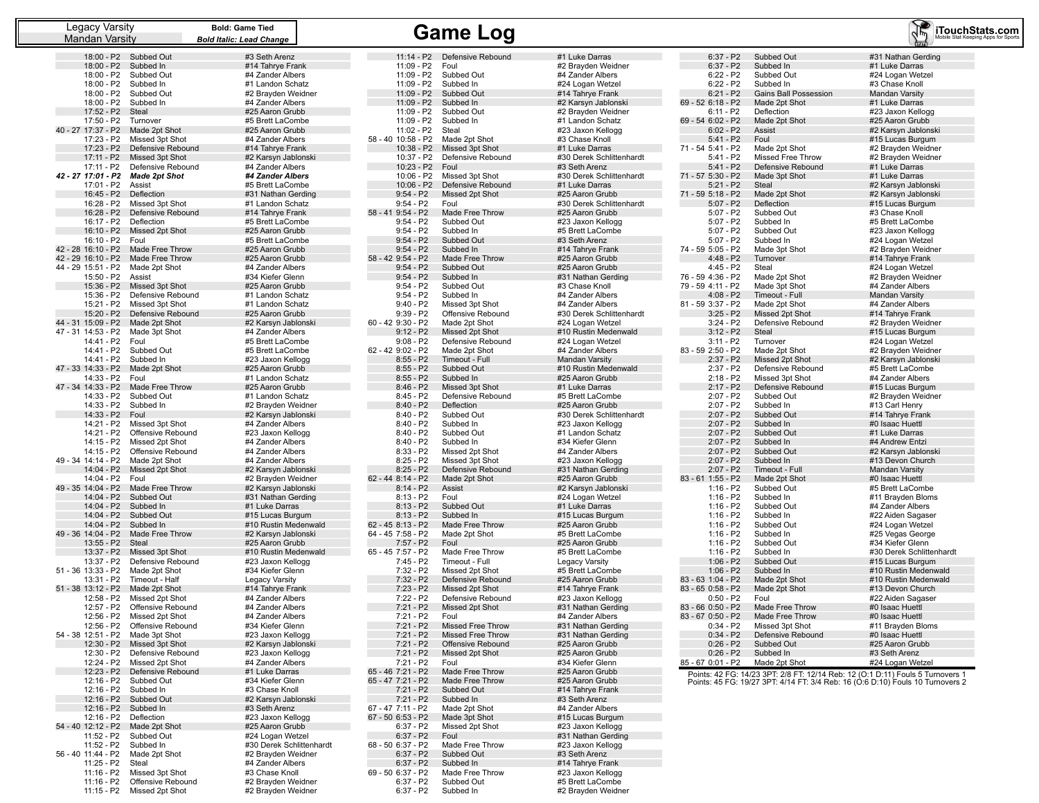| Legacy Varsity | Bold: Game Tied |
|---|---|
| Mandan Varsity | ***Bold Italic: Lead Change*** |

# Game Log

iTouchStats.com
Mobile Stat Keeping Apps for Sports

| Score | Time | Action | Player |
|---|---|---|---|
| | 18:00 - P2 | Subbed Out | #3 Seth Arenz |
| | 18:00 - P2 | Subbed In | #14 Tahrye Frank |
| | 18:00 - P2 | Subbed Out | #4 Zander Albers |
| | 18:00 - P2 | Subbed In | #1 Landon Schatz |
| | 18:00 - P2 | Subbed Out | #2 Brayden Weidner |
| | 18:00 - P2 | Subbed In | #4 Zander Albers |
| | 17:52 - P2 | Steal | #25 Aaron Grubb |
| | 17:50 - P2 | Turnover | #5 Brett LaCombe |
| 40 - 27 | 17:37 - P2 | Made 2pt Shot | #25 Aaron Grubb |
| | 17:23 - P2 | Missed 3pt Shot | #4 Zander Albers |
| | 17:23 - P2 | Defensive Rebound | #14 Tahrye Frank |
| | 17:11 - P2 | Missed 3pt Shot | #2 Karsyn Jablonski |
| | 17:11 - P2 | Defensive Rebound | #4 Zander Albers |
| ***42 - 27*** | ***17:01 - P2*** | ***Made 2pt Shot*** | ***#4 Zander Albers*** |
| | 17:01 - P2 | Assist | #5 Brett LaCombe |
| | 16:45 - P2 | Deflection | #31 Nathan Gerding |
| | 16:28 - P2 | Missed 3pt Shot | #1 Landon Schatz |
| | 16:28 - P2 | Defensive Rebound | #14 Tahrye Frank |
| | 16:17 - P2 | Deflection | #5 Brett LaCombe |
| | 16:10 - P2 | Missed 2pt Shot | #25 Aaron Grubb |
| | 16:10 - P2 | Foul | #5 Brett LaCombe |
| 42 - 28 | 16:10 - P2 | Made Free Throw | #25 Aaron Grubb |
| 42 - 29 | 16:10 - P2 | Made Free Throw | #25 Aaron Grubb |
| 44 - 29 | 15:51 - P2 | Made 2pt Shot | #4 Zander Albers |
| | 15:50 - P2 | Assist | #34 Kiefer Glenn |
| | 15:36 - P2 | Missed 3pt Shot | #25 Aaron Grubb |
| | 15:36 - P2 | Defensive Rebound | #1 Landon Schatz |
| | 15:21 - P2 | Missed 3pt Shot | #1 Landon Schatz |
| | 15:20 - P2 | Defensive Rebound | #25 Aaron Grubb |
| 44 - 31 | 15:09 - P2 | Made 2pt Shot | #2 Karsyn Jablonski |
| 47 - 31 | 14:53 - P2 | Made 3pt Shot | #4 Zander Albers |
| | 14:41 - P2 | Foul | #5 Brett LaCombe |
| | 14:41 - P2 | Subbed Out | #5 Brett LaCombe |
| | 14:41 - P2 | Subbed In | #23 Jaxon Kellogg |
| 47 - 33 | 14:33 - P2 | Made 2pt Shot | #25 Aaron Grubb |
| | 14:33 - P2 | Foul | #1 Landon Schatz |
| 47 - 34 | 14:33 - P2 | Made Free Throw | #25 Aaron Grubb |
| | 14:33 - P2 | Subbed Out | #1 Landon Schatz |
| | 14:33 - P2 | Subbed In | #2 Brayden Weidner |
| | 14:33 - P2 | Foul | #2 Karsyn Jablonski |
| | 14:21 - P2 | Missed 3pt Shot | #4 Zander Albers |
| | 14:21 - P2 | Offensive Rebound | #23 Jaxon Kellogg |
| | 14:15 - P2 | Missed 2pt Shot | #4 Zander Albers |
| | 14:15 - P2 | Offensive Rebound | #4 Zander Albers |
| 49 - 34 | 14:14 - P2 | Made 2pt Shot | #4 Zander Albers |
| | 14:04 - P2 | Missed 2pt Shot | #2 Karsyn Jablonski |
| | 14:04 - P2 | Foul | #2 Brayden Weidner |
| 49 - 35 | 14:04 - P2 | Made Free Throw | #2 Karsyn Jablonski |
| | 14:04 - P2 | Subbed Out | #31 Nathan Gerding |
| | 14:04 - P2 | Subbed In | #1 Luke Darras |
| | 14:04 - P2 | Subbed Out | #15 Lucas Burgum |
| | 14:04 - P2 | Subbed In | #10 Rustin Medenwald |
| 49 - 36 | 14:04 - P2 | Made Free Throw | #2 Karsyn Jablonski |
| | 13:55 - P2 | Steal | #25 Aaron Grubb |
| | 13:37 - P2 | Missed 3pt Shot | #10 Rustin Medenwald |
| | 13:37 - P2 | Defensive Rebound | #23 Jaxon Kellogg |
| 51 - 36 | 13:33 - P2 | Made 2pt Shot | #34 Kiefer Glenn |
| | 13:31 - P2 | Timeout - Half | Legacy Varsity |
| 51 - 38 | 13:12 - P2 | Made 2pt Shot | #14 Tahrye Frank |
| | 12:58 - P2 | Missed 2pt Shot | #4 Zander Albers |
| | 12:57 - P2 | Offensive Rebound | #4 Zander Albers |
| | 12:56 - P2 | Missed 2pt Shot | #4 Zander Albers |
| | 12:56 - P2 | Offensive Rebound | #34 Kiefer Glenn |
| 54 - 38 | 12:51 - P2 | Made 3pt Shot | #23 Jaxon Kellogg |
| | 12:30 - P2 | Missed 3pt Shot | #2 Karsyn Jablonski |
| | 12:30 - P2 | Defensive Rebound | #23 Jaxon Kellogg |
| | 12:24 - P2 | Missed 2pt Shot | #4 Zander Albers |
| | 12:23 - P2 | Defensive Rebound | #1 Luke Darras |
| | 12:16 - P2 | Subbed Out | #34 Kiefer Glenn |
| | 12:16 - P2 | Subbed In | #3 Chase Knoll |
| | 12:16 - P2 | Subbed Out | #2 Karsyn Jablonski |
| | 12:16 - P2 | Subbed In | #3 Seth Arenz |
| | 12:16 - P2 | Deflection | #23 Jaxon Kellogg |
| 54 - 40 | 12:12 - P2 | Made 2pt Shot | #25 Aaron Grubb |
| | 11:52 - P2 | Subbed Out | #24 Logan Wetzel |
| | 11:52 - P2 | Subbed In | #30 Derek Schlittenhardt |
| 56 - 40 | 11:44 - P2 | Made 2pt Shot | #2 Brayden Weidner |
| | 11:25 - P2 | Steal | #4 Zander Albers |
| | 11:16 - P2 | Missed 3pt Shot | #3 Chase Knoll |
| | 11:16 - P2 | Offensive Rebound | #2 Brayden Weidner |
| | 11:15 - P2 | Missed 2pt Shot | #2 Brayden Weidner |
| | 11:14 - P2 | Defensive Rebound | #1 Luke Darras |
| | 11:09 - P2 | Foul | #2 Brayden Weidner |
| | 11:09 - P2 | Subbed Out | #4 Zander Albers |
| | 11:09 - P2 | Subbed In | #24 Logan Wetzel |
| | 11:09 - P2 | Subbed Out | #14 Tahrye Frank |
| | 11:09 - P2 | Subbed In | #2 Karsyn Jablonski |
| | 11:09 - P2 | Subbed Out | #2 Brayden Weidner |
| | 11:09 - P2 | Subbed In | #1 Landon Schatz |
| | 11:02 - P2 | Steal | #23 Jaxon Kellogg |
| 58 - 40 | 10:58 - P2 | Made 2pt Shot | #3 Chase Knoll |
| | 10:38 - P2 | Missed 3pt Shot | #1 Luke Darras |
| | 10:37 - P2 | Defensive Rebound | #30 Derek Schlittenhardt |
| | 10:23 - P2 | Foul | #3 Seth Arenz |
| | 10:06 - P2 | Missed 3pt Shot | #30 Derek Schlittenhardt |
| | 10:06 - P2 | Defensive Rebound | #1 Luke Darras |
| | 9:54 - P2 | Missed 2pt Shot | #25 Aaron Grubb |
| | 9:54 - P2 | Foul | #30 Derek Schlittenhardt |
| 58 - 41 | 9:54 - P2 | Made Free Throw | #25 Aaron Grubb |
| | 9:54 - P2 | Subbed Out | #23 Jaxon Kellogg |
| | 9:54 - P2 | Subbed In | #5 Brett LaCombe |
| | 9:54 - P2 | Subbed Out | #3 Seth Arenz |
| | 9:54 - P2 | Subbed In | #14 Tahrye Frank |
| 58 - 42 | 9:54 - P2 | Made Free Throw | #25 Aaron Grubb |
| | 9:54 - P2 | Subbed Out | #25 Aaron Grubb |
| | 9:54 - P2 | Subbed In | #31 Nathan Gerding |
| | 9:54 - P2 | Subbed Out | #3 Chase Knoll |
| | 9:54 - P2 | Subbed In | #4 Zander Albers |
| | 9:40 - P2 | Missed 3pt Shot | #4 Zander Albers |
| | 9:39 - P2 | Offensive Rebound | #30 Derek Schlittenhardt |
| 60 - 42 | 9:30 - P2 | Made 2pt Shot | #24 Logan Wetzel |
| | 9:12 - P2 | Missed 2pt Shot | #10 Rustin Medenwald |
| | 9:08 - P2 | Defensive Rebound | #24 Logan Wetzel |
| 62 - 42 | 9:02 - P2 | Made 2pt Shot | #4 Zander Albers |
| | 8:55 - P2 | Timeout - Full | Mandan Varsity |
| | 8:55 - P2 | Subbed Out | #10 Rustin Medenwald |
| | 8:55 - P2 | Subbed In | #25 Aaron Grubb |
| | 8:46 - P2 | Missed 3pt Shot | #1 Luke Darras |
| | 8:45 - P2 | Defensive Rebound | #5 Brett LaCombe |
| | 8:40 - P2 | Deflection | #25 Aaron Grubb |
| | 8:40 - P2 | Subbed Out | #30 Derek Schlittenhardt |
| | 8:40 - P2 | Subbed In | #23 Jaxon Kellogg |
| | 8:40 - P2 | Subbed Out | #1 Landon Schatz |
| | 8:40 - P2 | Subbed In | #34 Kiefer Glenn |
| | 8:33 - P2 | Missed 2pt Shot | #4 Zander Albers |
| | 8:25 - P2 | Missed 3pt Shot | #23 Jaxon Kellogg |
| | 8:25 - P2 | Defensive Rebound | #31 Nathan Gerding |
| 62 - 44 | 8:14 - P2 | Made 2pt Shot | #25 Aaron Grubb |
| | 8:14 - P2 | Assist | #2 Karsyn Jablonski |
| | 8:13 - P2 | Foul | #24 Logan Wetzel |
| | 8:13 - P2 | Subbed Out | #1 Luke Darras |
| | 8:13 - P2 | Subbed In | #15 Lucas Burgum |
| 62 - 45 | 8:13 - P2 | Made Free Throw | #25 Aaron Grubb |
| 64 - 45 | 7:58 - P2 | Made 2pt Shot | #5 Brett LaCombe |
| | 7:57 - P2 | Foul | #25 Aaron Grubb |
| 65 - 45 | 7:57 - P2 | Made Free Throw | #5 Brett LaCombe |
| | 7:45 - P2 | Timeout - Full | Legacy Varsity |
| | 7:32 - P2 | Missed 2pt Shot | #5 Brett LaCombe |
| | 7:32 - P2 | Defensive Rebound | #25 Aaron Grubb |
| | 7:23 - P2 | Missed 2pt Shot | #14 Tahrye Frank |
| | 7:22 - P2 | Defensive Rebound | #23 Jaxon Kellogg |
| | 7:21 - P2 | Missed 2pt Shot | #31 Nathan Gerding |
| | 7:21 - P2 | Foul | #4 Zander Albers |
| | 7:21 - P2 | Missed Free Throw | #31 Nathan Gerding |
| | 7:21 - P2 | Missed Free Throw | #31 Nathan Gerding |
| | 7:21 - P2 | Offensive Rebound | #25 Aaron Grubb |
| | 7:21 - P2 | Missed 2pt Shot | #25 Aaron Grubb |
| | 7:21 - P2 | Foul | #34 Kiefer Glenn |
| 65 - 46 | 7:21 - P2 | Made Free Throw | #25 Aaron Grubb |
| 65 - 47 | 7:21 - P2 | Made Free Throw | #25 Aaron Grubb |
| | 7:21 - P2 | Subbed Out | #14 Tahrye Frank |
| | 7:21 - P2 | Subbed In | #3 Seth Arenz |
| 67 - 47 | 7:11 - P2 | Made 2pt Shot | #4 Zander Albers |
| 67 - 50 | 6:53 - P2 | Made 3pt Shot | #15 Lucas Burgum |
| | 6:37 - P2 | Missed 2pt Shot | #23 Jaxon Kellogg |
| | 6:37 - P2 | Foul | #31 Nathan Gerding |
| 68 - 50 | 6:37 - P2 | Made Free Throw | #23 Jaxon Kellogg |
| | 6:37 - P2 | Subbed Out | #3 Seth Arenz |
| | 6:37 - P2 | Subbed In | #14 Tahrye Frank |
| 69 - 50 | 6:37 - P2 | Made Free Throw | #23 Jaxon Kellogg |
| | 6:37 - P2 | Subbed Out | #5 Brett LaCombe |
| | 6:37 - P2 | Subbed In | #2 Brayden Weidner |
| | 6:37 - P2 | Subbed Out | #31 Nathan Gerding |
| | 6:37 - P2 | Subbed In | #1 Luke Darras |
| | 6:22 - P2 | Subbed Out | #24 Logan Wetzel |
| | 6:22 - P2 | Subbed In | #3 Chase Knoll |
| | 6:21 - P2 | Gains Ball Possession | Mandan Varsity |
| 69 - 52 | 6:18 - P2 | Made 2pt Shot | #1 Luke Darras |
| | 6:11 - P2 | Deflection | #23 Jaxon Kellogg |
| 69 - 54 | 6:02 - P2 | Made 2pt Shot | #25 Aaron Grubb |
| | 6:02 - P2 | Assist | #2 Karsyn Jablonski |
| | 5:41 - P2 | Foul | #15 Lucas Burgum |
| 71 - 54 | 5:41 - P2 | Made 2pt Shot | #2 Brayden Weidner |
| | 5:41 - P2 | Missed Free Throw | #2 Brayden Weidner |
| | 5:41 - P2 | Defensive Rebound | #1 Luke Darras |
| 71 - 57 | 5:30 - P2 | Made 3pt Shot | #1 Luke Darras |
| | 5:21 - P2 | Steal | #2 Karsyn Jablonski |
| 71 - 59 | 5:18 - P2 | Made 2pt Shot | #2 Karsyn Jablonski |
| | 5:07 - P2 | Deflection | #15 Lucas Burgum |
| | 5:07 - P2 | Subbed Out | #3 Chase Knoll |
| | 5:07 - P2 | Subbed In | #5 Brett LaCombe |
| | 5:07 - P2 | Subbed Out | #23 Jaxon Kellogg |
| | 5:07 - P2 | Subbed In | #24 Logan Wetzel |
| 74 - 59 | 5:05 - P2 | Made 3pt Shot | #2 Brayden Weidner |
| | 4:48 - P2 | Turnover | #14 Tahrye Frank |
| | 4:45 - P2 | Steal | #24 Logan Wetzel |
| 76 - 59 | 4:36 - P2 | Made 2pt Shot | #2 Brayden Weidner |
| 79 - 59 | 4:11 - P2 | Made 3pt Shot | #4 Zander Albers |
| | 4:08 - P2 | Timeout - Full | Mandan Varsity |
| 81 - 59 | 3:37 - P2 | Made 2pt Shot | #4 Zander Albers |
| | 3:25 - P2 | Missed 2pt Shot | #14 Tahrye Frank |
| | 3:24 - P2 | Defensive Rebound | #2 Brayden Weidner |
| | 3:12 - P2 | Steal | #15 Lucas Burgum |
| | 3:11 - P2 | Turnover | #24 Logan Wetzel |
| 83 - 59 | 2:50 - P2 | Made 2pt Shot | #2 Brayden Weidner |
| | 2:37 - P2 | Missed 2pt Shot | #2 Karsyn Jablonski |
| | 2:37 - P2 | Defensive Rebound | #5 Brett LaCombe |
| | 2:18 - P2 | Missed 3pt Shot | #4 Zander Albers |
| | 2:17 - P2 | Defensive Rebound | #15 Lucas Burgum |
| | 2:07 - P2 | Subbed Out | #2 Brayden Weidner |
| | 2:07 - P2 | Subbed In | #13 Carl Henry |
| | 2:07 - P2 | Subbed Out | #14 Tahrye Frank |
| | 2:07 - P2 | Subbed In | #0 Isaac Huettl |
| | 2:07 - P2 | Subbed Out | #1 Luke Darras |
| | 2:07 - P2 | Subbed In | #4 Andrew Entzi |
| | 2:07 - P2 | Subbed Out | #2 Karsyn Jablonski |
| | 2:07 - P2 | Subbed In | #13 Devon Church |
| | 2:07 - P2 | Timeout - Full | Mandan Varsity |
| 83 - 61 | 1:55 - P2 | Made 2pt Shot | #0 Isaac Huettl |
| | 1:16 - P2 | Subbed Out | #5 Brett LaCombe |
| | 1:16 - P2 | Subbed In | #11 Brayden Bloms |
| | 1:16 - P2 | Subbed Out | #4 Zander Albers |
| | 1:16 - P2 | Subbed In | #22 Aiden Sagaser |
| | 1:16 - P2 | Subbed Out | #24 Logan Wetzel |
| | 1:16 - P2 | Subbed In | #25 Vegas George |
| | 1:16 - P2 | Subbed Out | #34 Kiefer Glenn |
| | 1:16 - P2 | Subbed In | #30 Derek Schlittenhardt |
| | 1:06 - P2 | Subbed Out | #15 Lucas Burgum |
| | 1:06 - P2 | Subbed In | #10 Rustin Medenwald |
| 83 - 63 | 1:04 - P2 | Made 2pt Shot | #10 Rustin Medenwald |
| 83 - 65 | 0:58 - P2 | Made 2pt Shot | #13 Devon Church |
| | 0:50 - P2 | Foul | #22 Aiden Sagaser |
| 83 - 66 | 0:50 - P2 | Made Free Throw | #0 Isaac Huettl |
| 83 - 67 | 0:50 - P2 | Made Free Throw | #0 Isaac Huettl |
| | 0:34 - P2 | Missed 3pt Shot | #11 Brayden Bloms |
| | 0:34 - P2 | Defensive Rebound | #0 Isaac Huettl |
| | 0:26 - P2 | Subbed Out | #25 Aaron Grubb |
| | 0:26 - P2 | Subbed In | #3 Seth Arenz |
| 85 - 67 | 0:01 - P2 | Made 2pt Shot | #24 Logan Wetzel |

Points: 42 FG: 14/23 3PT: 2/8 FT: 12/14 Reb: 12 (O:1 D:11) Fouls 5 Turnovers 1
Points: 45 FG: 19/27 3PT: 4/14 FT: 3/4 Reb: 16 (O:6 D:10) Fouls 10 Turnovers 2